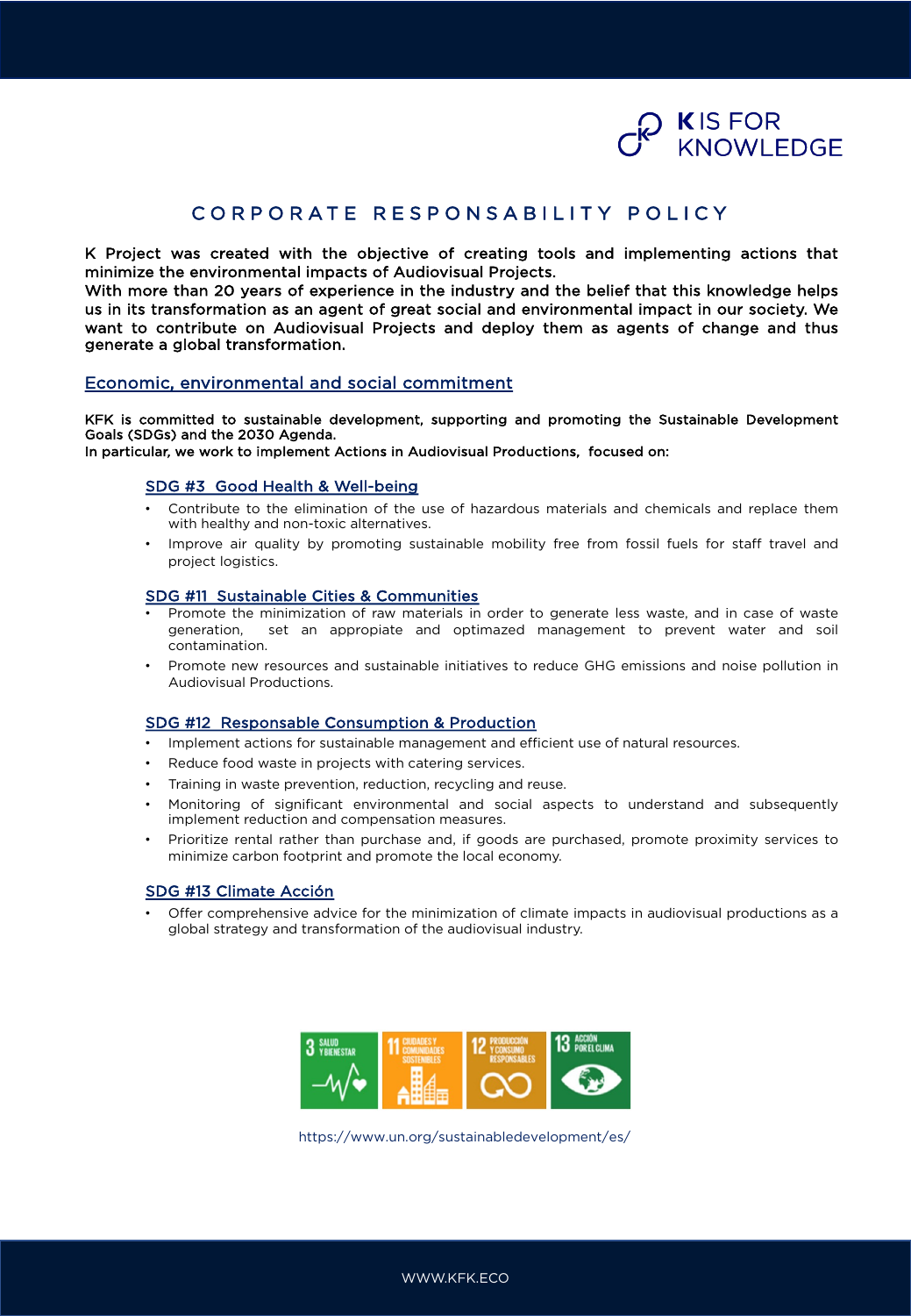K IS FOR KNOWLEDGE

# CORPORATE RESPONSABILITY POLICY

**K Project was created with the objective of creating tools and implementing actions that minimize the environmental impacts of Audiovisual Projects.**
**With more than 20 years of experience in the industry and the belief that this knowledge helps us in its transformation as an agent of great social and environmental impact in our society. We want to contribute on Audiovisual Projects and deploy them as agents of change and thus generate a global transformation.**

## Economic, environmental and social commitment

**KFK is committed to sustainable development, supporting and promoting the Sustainable Development Goals (SDGs) and the 2030 Agenda.**
**In particular, we work to implement Actions in Audiovisual Productions, focused on:**

### SDG #3 Good Health & Well-being

- Contribute to the elimination of the use of hazardous materials and chemicals and replace them with healthy and non-toxic alternatives.
- Improve air quality by promoting sustainable mobility free from fossil fuels for staff travel and project logistics.

### SDG #11 Sustainable Cities & Communities

- Promote the minimization of raw materials in order to generate less waste, and in case of waste generation, set an appropiate and optimazed management to prevent water and soil contamination.
- Promote new resources and sustainable initiatives to reduce GHG emissions and noise pollution in Audiovisual Productions.

### SDG #12 Responsable Consumption & Production

- Implement actions for sustainable management and efficient use of natural resources.
- Reduce food waste in projects with catering services.
- Training in waste prevention, reduction, recycling and reuse.
- Monitoring of significant environmental and social aspects to understand and subsequently implement reduction and compensation measures.
- Prioritize rental rather than purchase and, if goods are purchased, promote proximity services to minimize carbon footprint and promote the local economy.

### SDG #13 Climate Acción

- Offer comprehensive advice for the minimization of climate impacts in audiovisual productions as a global strategy and transformation of the audiovisual industry.

3 SALUD Y BIENESTAR | 11 CIUDADES Y COMUNIDADES SOSTENIBLES | 12 PRODUCCIÓN Y CONSUMO RESPONSABLES | 13 ACCIÓN POR EL CLIMA

https://www.un.org/sustainabledevelopment/es/

WWW.KFK.ECO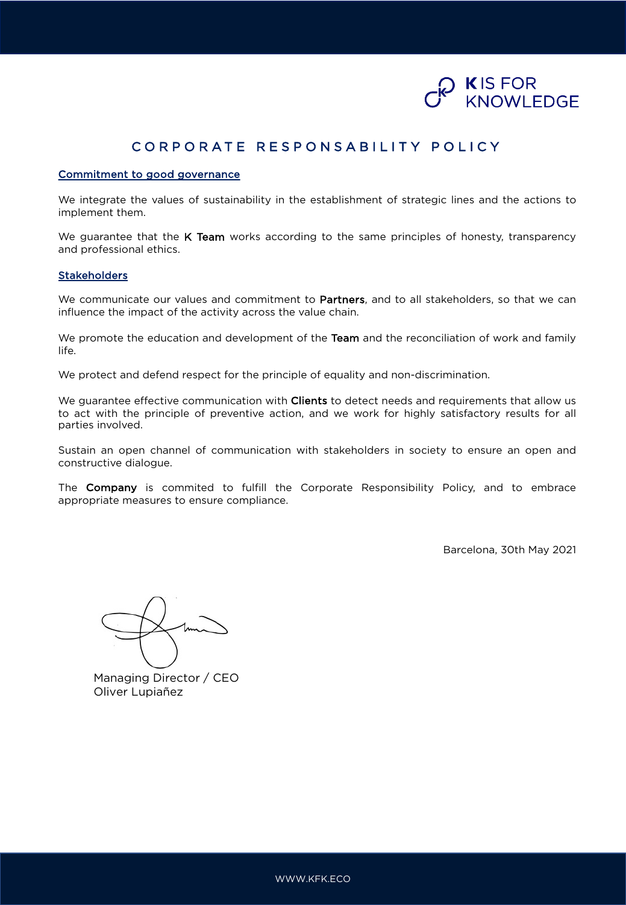K IS FOR KNOWLEDGE

# CORPORATE RESPONSABILITY POLICY

## Commitment to good governance

We integrate the values of sustainability in the establishment of strategic lines and the actions to implement them.

We guarantee that the **K Team** works according to the same principles of honesty, transparency and professional ethics.

## Stakeholders

We communicate our values and commitment to **Partners**, and to all stakeholders, so that we can influence the impact of the activity across the value chain.

We promote the education and development of the **Team** and the reconciliation of work and family life.

We protect and defend respect for the principle of equality and non-discrimination.

We guarantee effective communication with **Clients** to detect needs and requirements that allow us to act with the principle of preventive action, and we work for highly satisfactory results for all parties involved.

Sustain an open channel of communication with stakeholders in society to ensure an open and constructive dialogue.

The **Company** is commited to fulfill the Corporate Responsibility Policy, and to embrace appropriate measures to ensure compliance.

Barcelona, 30th May 2021

Managing Director / CEO
Oliver Lupiañez

WWW.KFK.ECO